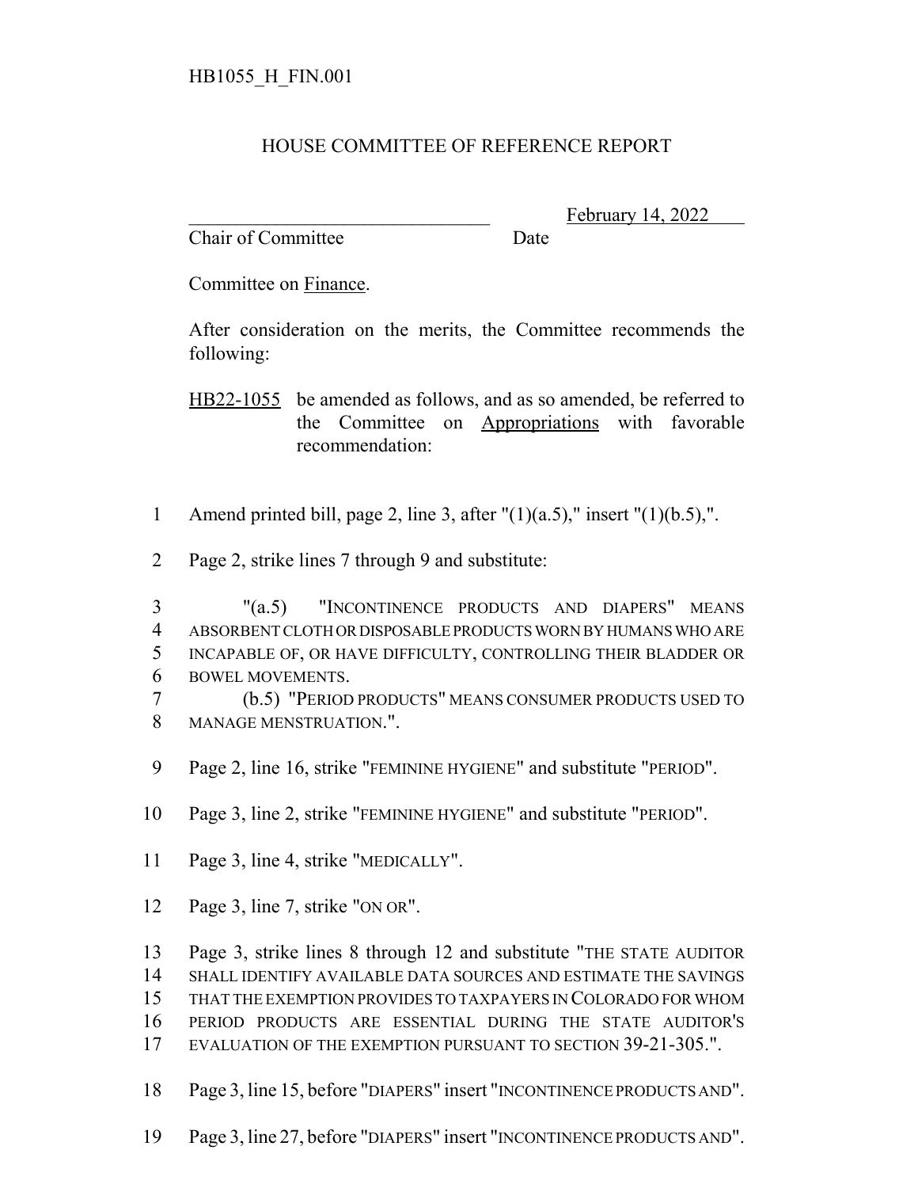HB1055_H_FIN.001

# HOUSE COMMITTEE OF REFERENCE REPORT

________________________________ February 14, 2022

Chair of Committee Date

Committee on Finance.

After consideration on the merits, the Committee recommends the following:

HB22-1055 be amended as follows, and as so amended, be referred to the Committee on Appropriations with favorable recommendation:

1 Amend printed bill, page 2, line 3, after "(1)(a.5)," insert "(1)(b.5),".

2 Page 2, strike lines 7 through 9 and substitute:

3 "(a.5) "INCONTINENCE PRODUCTS AND DIAPERS" MEANS
4 ABSORBENT CLOTH OR DISPOSABLE PRODUCTS WORN BY HUMANS WHO ARE
5 INCAPABLE OF, OR HAVE DIFFICULTY, CONTROLLING THEIR BLADDER OR
6 BOWEL MOVEMENTS.
7 (b.5) "PERIOD PRODUCTS" MEANS CONSUMER PRODUCTS USED TO
8 MANAGE MENSTRUATION.".

9 Page 2, line 16, strike "FEMININE HYGIENE" and substitute "PERIOD".

10 Page 3, line 2, strike "FEMININE HYGIENE" and substitute "PERIOD".

11 Page 3, line 4, strike "MEDICALLY".

12 Page 3, line 7, strike "ON OR".

13 Page 3, strike lines 8 through 12 and substitute "THE STATE AUDITOR
14 SHALL IDENTIFY AVAILABLE DATA SOURCES AND ESTIMATE THE SAVINGS
15 THAT THE EXEMPTION PROVIDES TO TAXPAYERS IN COLORADO FOR WHOM
16 PERIOD PRODUCTS ARE ESSENTIAL DURING THE STATE AUDITOR'S
17 EVALUATION OF THE EXEMPTION PURSUANT TO SECTION 39-21-305.".

18 Page 3, line 15, before "DIAPERS" insert "INCONTINENCE PRODUCTS AND".

19 Page 3, line 27, before "DIAPERS" insert "INCONTINENCE PRODUCTS AND".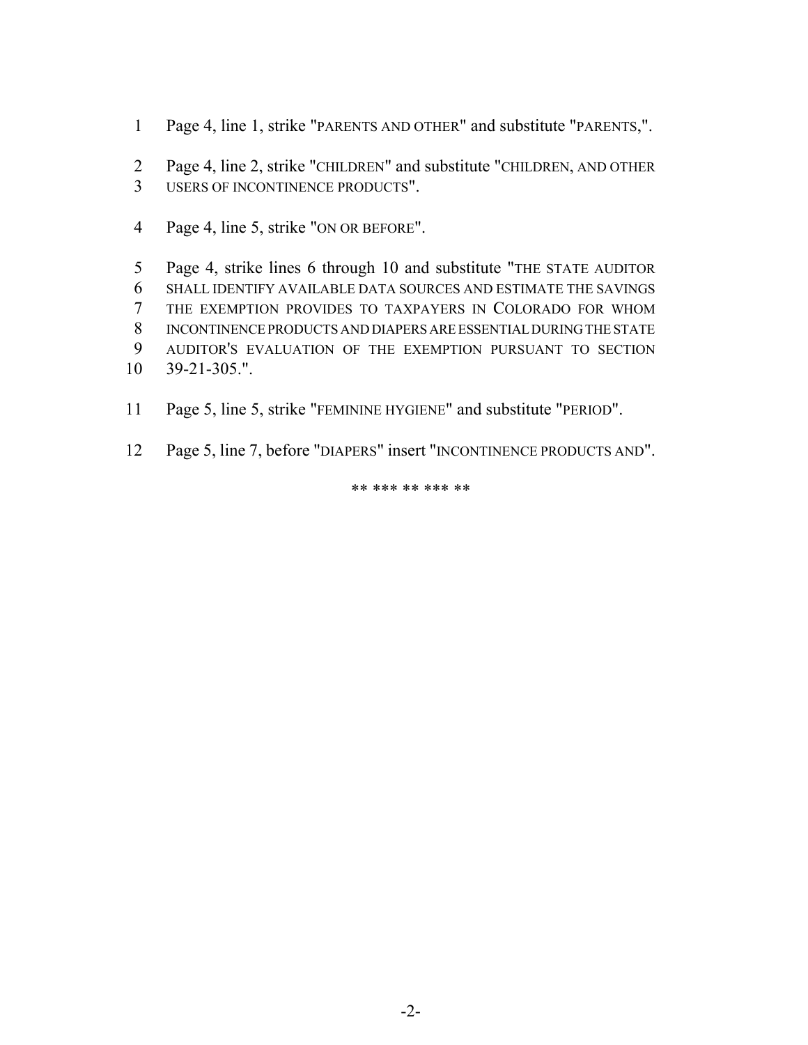Page 4, line 1, strike "PARENTS AND OTHER" and substitute "PARENTS,".

Page 4, line 2, strike "CHILDREN" and substitute "CHILDREN, AND OTHER USERS OF INCONTINENCE PRODUCTS".

Page 4, line 5, strike "ON OR BEFORE".

Page 4, strike lines 6 through 10 and substitute "THE STATE AUDITOR SHALL IDENTIFY AVAILABLE DATA SOURCES AND ESTIMATE THE SAVINGS THE EXEMPTION PROVIDES TO TAXPAYERS IN COLORADO FOR WHOM INCONTINENCE PRODUCTS AND DIAPERS ARE ESSENTIAL DURING THE STATE AUDITOR'S EVALUATION OF THE EXEMPTION PURSUANT TO SECTION 39-21-305.".

Page 5, line 5, strike "FEMININE HYGIENE" and substitute "PERIOD".

Page 5, line 7, before "DIAPERS" insert "INCONTINENCE PRODUCTS AND".

** *** ** *** **